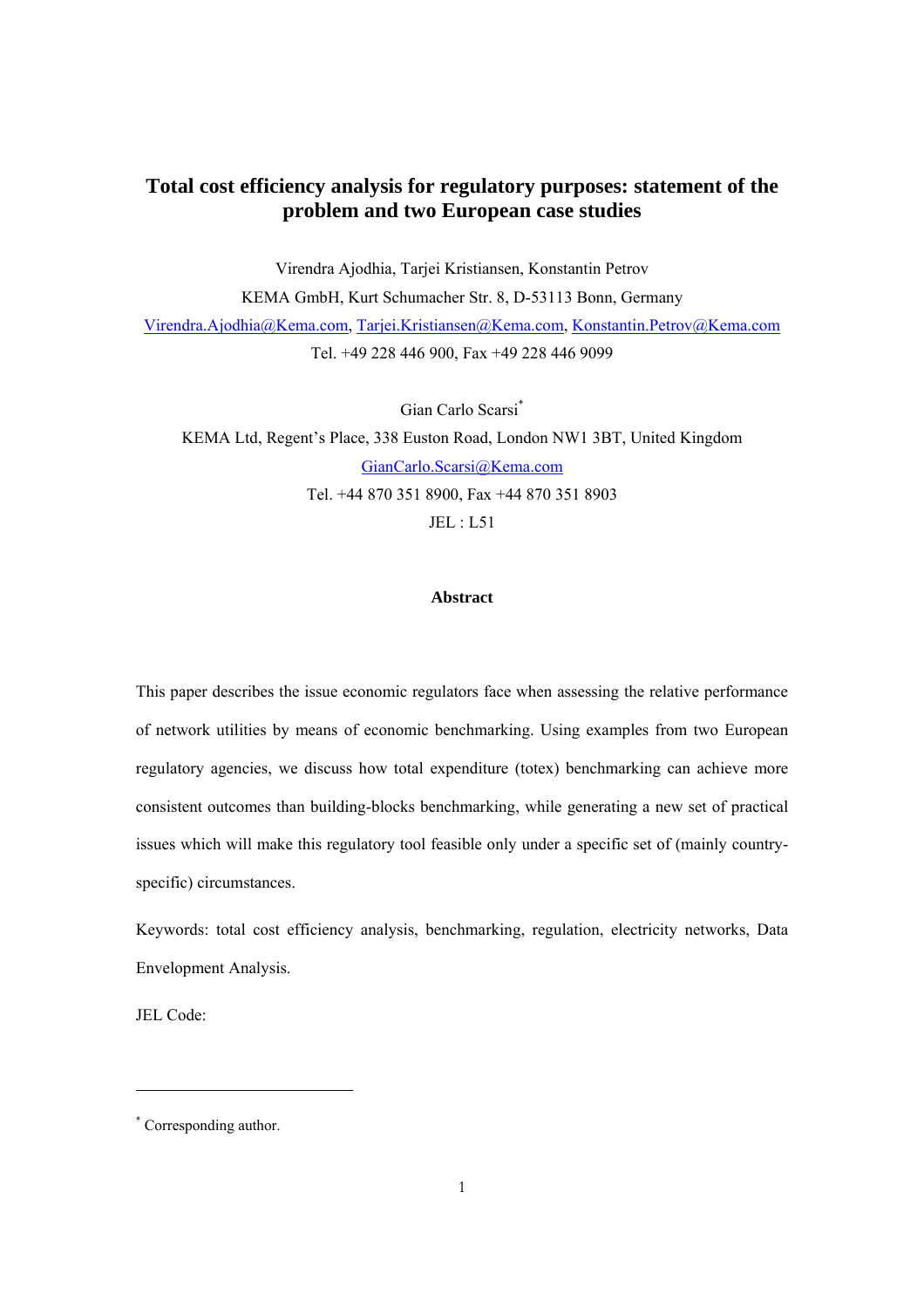# Total cost efficiency analysis for regulatory purposes: statement of the problem and two European case studies

Virendra Ajodhia, Tarjei Kristiansen, Konstantin Petrov

KEMA GmbH, Kurt Schumacher Str. 8, D-53113 Bonn, Germany

Virendra.Ajodhia@Kema.com, Tarjei.Kristiansen@Kema.com, Konstantin.Petrov@Kema.com

Tel. +49 228 446 900, Fax +49 228 446 9099

Gian Carlo Scarsi[*]

KEMA Ltd, Regent's Place, 338 Euston Road, London NW1 3BT, United Kingdom

GianCarlo.Scarsi@Kema.com

Tel. +44 870 351 8900, Fax +44 870 351 8903

JEL : L51

### Abstract

This paper describes the issue economic regulators face when assessing the relative performance of network utilities by means of economic benchmarking. Using examples from two European regulatory agencies, we discuss how total expenditure (totex) benchmarking can achieve more consistent outcomes than building-blocks benchmarking, while generating a new set of practical issues which will make this regulatory tool feasible only under a specific set of (mainly country-specific) circumstances.

Keywords: total cost efficiency analysis, benchmarking, regulation, electricity networks, Data Envelopment Analysis.

JEL Code:

---

[*] Corresponding author.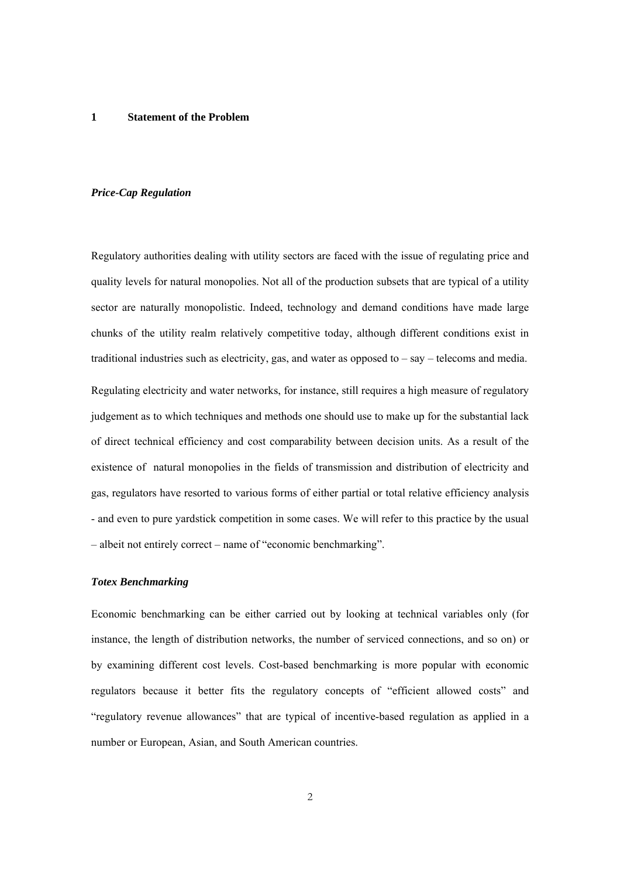# 1 Statement of the Problem

### *Price-Cap Regulation*

Regulatory authorities dealing with utility sectors are faced with the issue of regulating price and quality levels for natural monopolies. Not all of the production subsets that are typical of a utility sector are naturally monopolistic. Indeed, technology and demand conditions have made large chunks of the utility realm relatively competitive today, although different conditions exist in traditional industries such as electricity, gas, and water as opposed to – say – telecoms and media.

Regulating electricity and water networks, for instance, still requires a high measure of regulatory judgement as to which techniques and methods one should use to make up for the substantial lack of direct technical efficiency and cost comparability between decision units. As a result of the existence of natural monopolies in the fields of transmission and distribution of electricity and gas, regulators have resorted to various forms of either partial or total relative efficiency analysis - and even to pure yardstick competition in some cases. We will refer to this practice by the usual – albeit not entirely correct – name of "economic benchmarking".

### *Totex Benchmarking*

Economic benchmarking can be either carried out by looking at technical variables only (for instance, the length of distribution networks, the number of serviced connections, and so on) or by examining different cost levels. Cost-based benchmarking is more popular with economic regulators because it better fits the regulatory concepts of "efficient allowed costs" and "regulatory revenue allowances" that are typical of incentive-based regulation as applied in a number or European, Asian, and South American countries.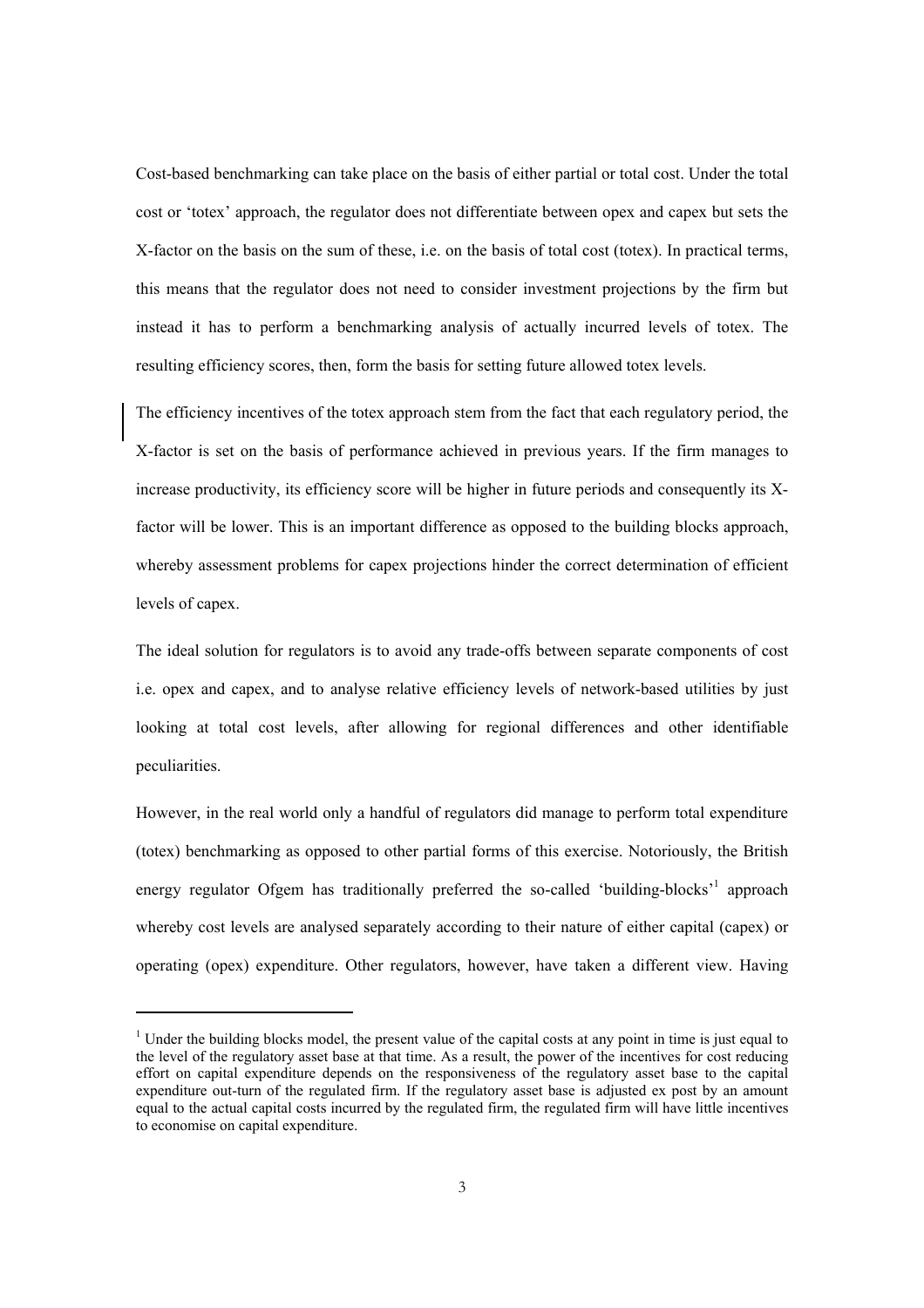Cost-based benchmarking can take place on the basis of either partial or total cost. Under the total cost or 'totex' approach, the regulator does not differentiate between opex and capex but sets the X-factor on the basis on the sum of these, i.e. on the basis of total cost (totex). In practical terms, this means that the regulator does not need to consider investment projections by the firm but instead it has to perform a benchmarking analysis of actually incurred levels of totex. The resulting efficiency scores, then, form the basis for setting future allowed totex levels.

The efficiency incentives of the totex approach stem from the fact that each regulatory period, the X-factor is set on the basis of performance achieved in previous years. If the firm manages to increase productivity, its efficiency score will be higher in future periods and consequently its X-factor will be lower. This is an important difference as opposed to the building blocks approach, whereby assessment problems for capex projections hinder the correct determination of efficient levels of capex.

The ideal solution for regulators is to avoid any trade-offs between separate components of cost i.e. opex and capex, and to analyse relative efficiency levels of network-based utilities by just looking at total cost levels, after allowing for regional differences and other identifiable peculiarities.

However, in the real world only a handful of regulators did manage to perform total expenditure (totex) benchmarking as opposed to other partial forms of this exercise. Notoriously, the British energy regulator Ofgem has traditionally preferred the so-called 'building-blocks'[1] approach whereby cost levels are analysed separately according to their nature of either capital (capex) or operating (opex) expenditure. Other regulators, however, have taken a different view. Having

[1] Under the building blocks model, the present value of the capital costs at any point in time is just equal to the level of the regulatory asset base at that time. As a result, the power of the incentives for cost reducing effort on capital expenditure depends on the responsiveness of the regulatory asset base to the capital expenditure out-turn of the regulated firm. If the regulatory asset base is adjusted ex post by an amount equal to the actual capital costs incurred by the regulated firm, the regulated firm will have little incentives to economise on capital expenditure.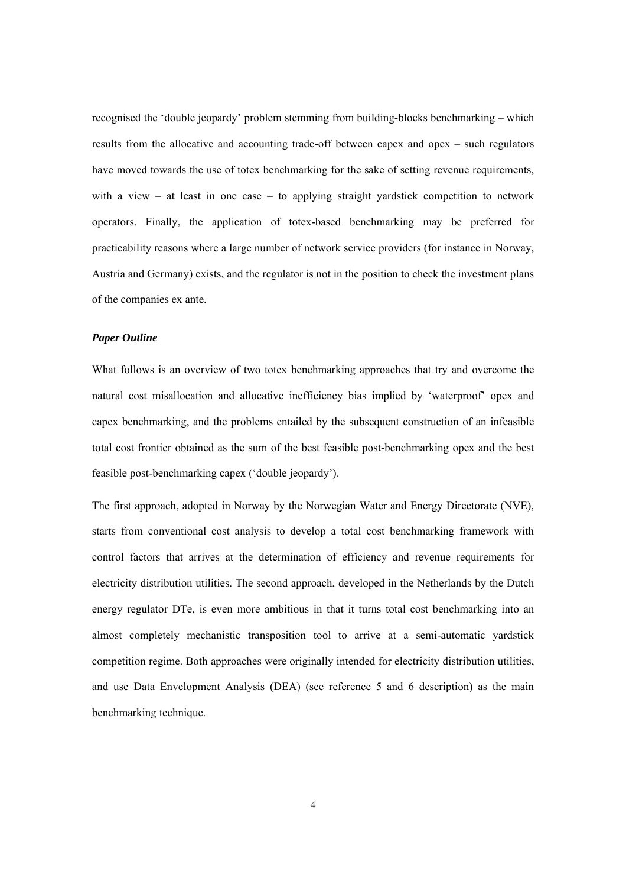recognised the 'double jeopardy' problem stemming from building-blocks benchmarking – which results from the allocative and accounting trade-off between capex and opex – such regulators have moved towards the use of totex benchmarking for the sake of setting revenue requirements, with a view – at least in one case – to applying straight yardstick competition to network operators. Finally, the application of totex-based benchmarking may be preferred for practicability reasons where a large number of network service providers (for instance in Norway, Austria and Germany) exists, and the regulator is not in the position to check the investment plans of the companies ex ante.

### *Paper Outline*

What follows is an overview of two totex benchmarking approaches that try and overcome the natural cost misallocation and allocative inefficiency bias implied by 'waterproof' opex and capex benchmarking, and the problems entailed by the subsequent construction of an infeasible total cost frontier obtained as the sum of the best feasible post-benchmarking opex and the best feasible post-benchmarking capex ('double jeopardy').

The first approach, adopted in Norway by the Norwegian Water and Energy Directorate (NVE), starts from conventional cost analysis to develop a total cost benchmarking framework with control factors that arrives at the determination of efficiency and revenue requirements for electricity distribution utilities. The second approach, developed in the Netherlands by the Dutch energy regulator DTe, is even more ambitious in that it turns total cost benchmarking into an almost completely mechanistic transposition tool to arrive at a semi-automatic yardstick competition regime. Both approaches were originally intended for electricity distribution utilities, and use Data Envelopment Analysis (DEA) (see reference 5 and 6 description) as the main benchmarking technique.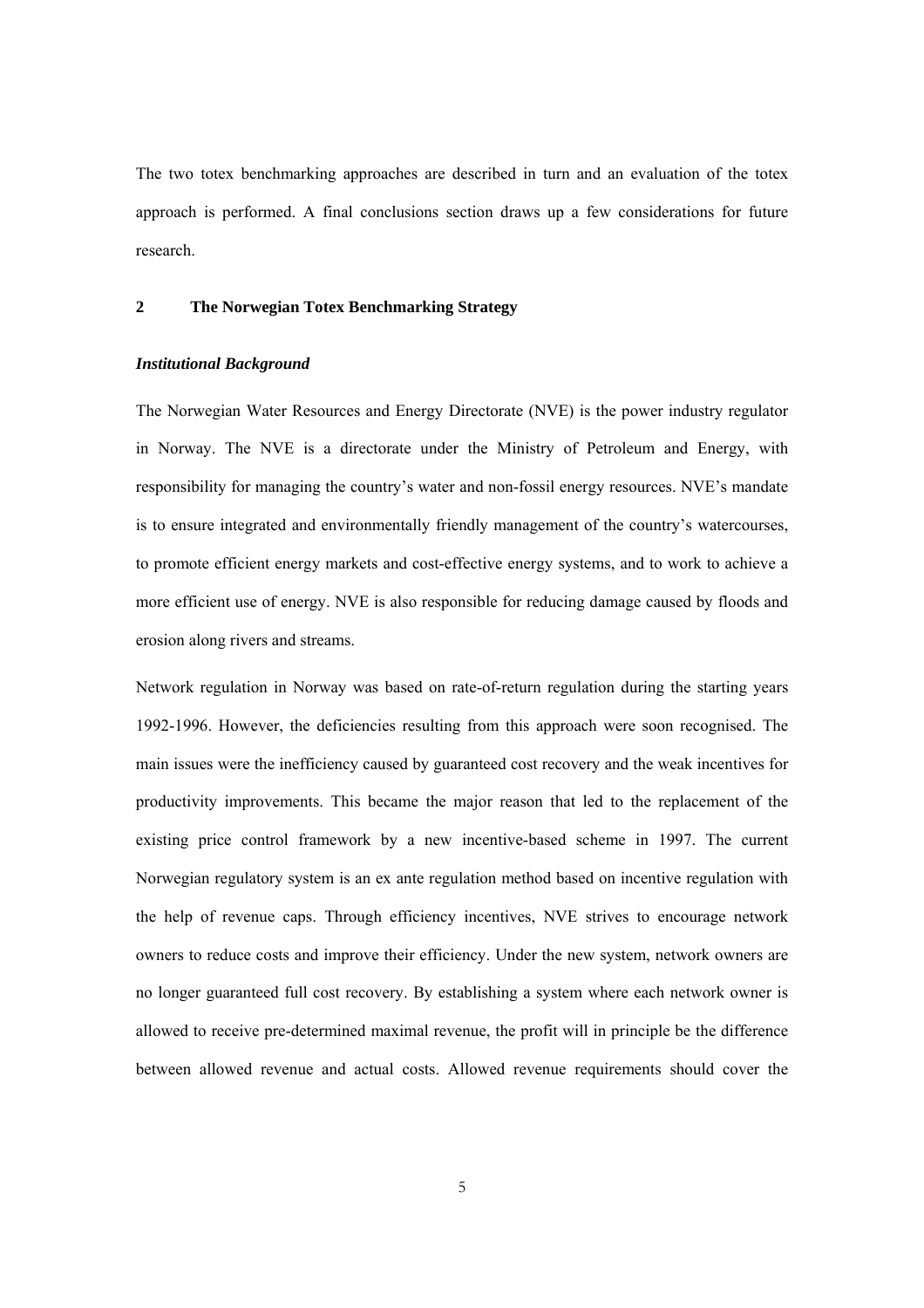The two totex benchmarking approaches are described in turn and an evaluation of the totex approach is performed. A final conclusions section draws up a few considerations for future research.

## 2 The Norwegian Totex Benchmarking Strategy

### *Institutional Background*

The Norwegian Water Resources and Energy Directorate (NVE) is the power industry regulator in Norway. The NVE is a directorate under the Ministry of Petroleum and Energy, with responsibility for managing the country's water and non-fossil energy resources. NVE's mandate is to ensure integrated and environmentally friendly management of the country's watercourses, to promote efficient energy markets and cost-effective energy systems, and to work to achieve a more efficient use of energy. NVE is also responsible for reducing damage caused by floods and erosion along rivers and streams.

Network regulation in Norway was based on rate-of-return regulation during the starting years 1992-1996. However, the deficiencies resulting from this approach were soon recognised. The main issues were the inefficiency caused by guaranteed cost recovery and the weak incentives for productivity improvements. This became the major reason that led to the replacement of the existing price control framework by a new incentive-based scheme in 1997. The current Norwegian regulatory system is an ex ante regulation method based on incentive regulation with the help of revenue caps. Through efficiency incentives, NVE strives to encourage network owners to reduce costs and improve their efficiency. Under the new system, network owners are no longer guaranteed full cost recovery. By establishing a system where each network owner is allowed to receive pre-determined maximal revenue, the profit will in principle be the difference between allowed revenue and actual costs. Allowed revenue requirements should cover the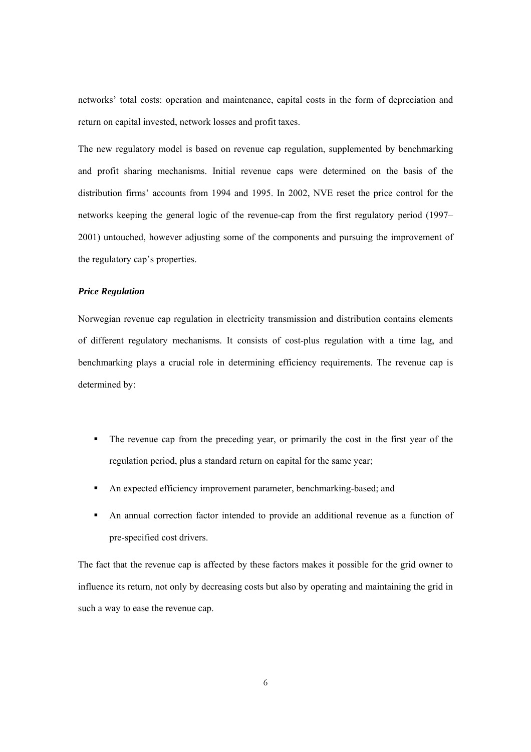networks' total costs: operation and maintenance, capital costs in the form of depreciation and return on capital invested, network losses and profit taxes.

The new regulatory model is based on revenue cap regulation, supplemented by benchmarking and profit sharing mechanisms. Initial revenue caps were determined on the basis of the distribution firms' accounts from 1994 and 1995. In 2002, NVE reset the price control for the networks keeping the general logic of the revenue-cap from the first regulatory period (1997–2001) untouched, however adjusting some of the components and pursuing the improvement of the regulatory cap's properties.

***Price Regulation***

Norwegian revenue cap regulation in electricity transmission and distribution contains elements of different regulatory mechanisms. It consists of cost-plus regulation with a time lag, and benchmarking plays a crucial role in determining efficiency requirements. The revenue cap is determined by:

- The revenue cap from the preceding year, or primarily the cost in the first year of the regulation period, plus a standard return on capital for the same year;
- An expected efficiency improvement parameter, benchmarking-based; and
- An annual correction factor intended to provide an additional revenue as a function of pre-specified cost drivers.

The fact that the revenue cap is affected by these factors makes it possible for the grid owner to influence its return, not only by decreasing costs but also by operating and maintaining the grid in such a way to ease the revenue cap.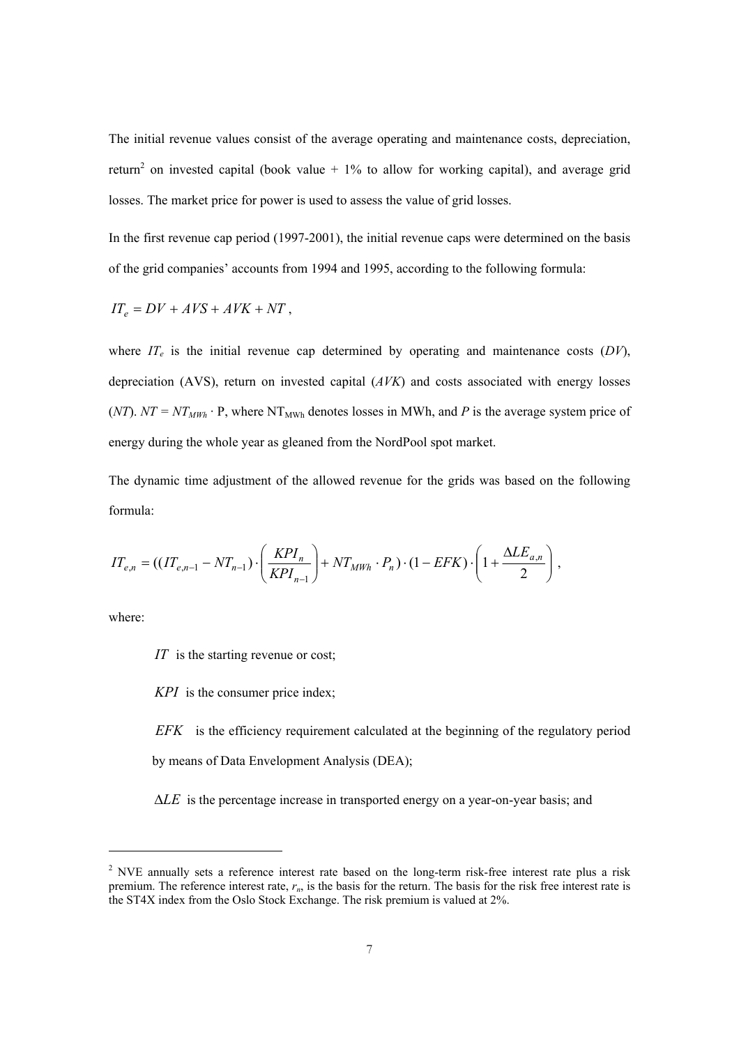The initial revenue values consist of the average operating and maintenance costs, depreciation, return[2] on invested capital (book value + 1% to allow for working capital), and average grid losses. The market price for power is used to assess the value of grid losses.

In the first revenue cap period (1997-2001), the initial revenue caps were determined on the basis of the grid companies' accounts from 1994 and 1995, according to the following formula:

$$IT_e = DV + AVS + AVK + NT\,,$$

where $IT_e$ is the initial revenue cap determined by operating and maintenance costs ($DV$), depreciation (AVS), return on invested capital ($AVK$) and costs associated with energy losses ($NT$). $NT = NT_{MWh} \cdot P$, where $NT_{MWh}$ denotes losses in MWh, and $P$ is the average system price of energy during the whole year as gleaned from the NordPool spot market.

The dynamic time adjustment of the allowed revenue for the grids was based on the following formula:

$$IT_{e,n} = ((IT_{e,n-1} - NT_{n-1}) \cdot \left(\frac{KPI_n}{KPI_{n-1}}\right) + NT_{MWh} \cdot P_n) \cdot (1 - EFK) \cdot \left(1 + \frac{\Delta LE_{a,n}}{2}\right),$$

where:

- $IT$ is the starting revenue or cost;
- $KPI$ is the consumer price index;
- $EFK$ is the efficiency requirement calculated at the beginning of the regulatory period by means of Data Envelopment Analysis (DEA);
- $\Delta LE$ is the percentage increase in transported energy on a year-on-year basis; and

---

[2] NVE annually sets a reference interest rate based on the long-term risk-free interest rate plus a risk premium. The reference interest rate, $r_n$, is the basis for the return. The basis for the risk free interest rate is the ST4X index from the Oslo Stock Exchange. The risk premium is valued at 2%.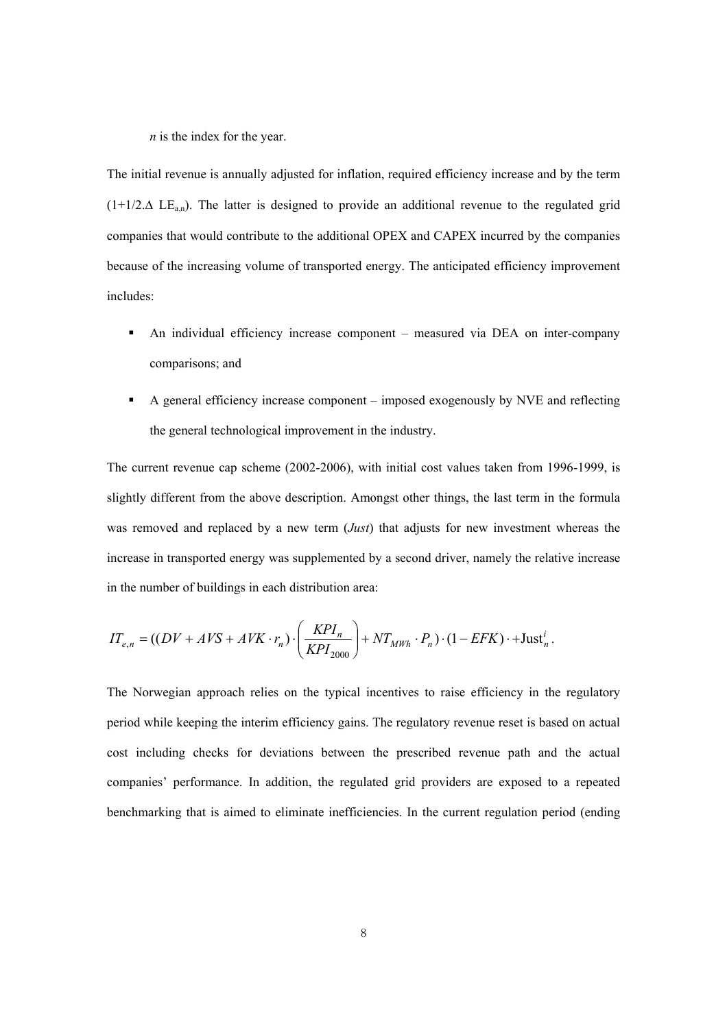*n* is the index for the year.

The initial revenue is annually adjusted for inflation, required efficiency increase and by the term $(1+1/2.\Delta\ LE_{a,n})$. The latter is designed to provide an additional revenue to the regulated grid companies that would contribute to the additional OPEX and CAPEX incurred by the companies because of the increasing volume of transported energy. The anticipated efficiency improvement includes:

- An individual efficiency increase component – measured via DEA on inter-company comparisons; and
- A general efficiency increase component – imposed exogenously by NVE and reflecting the general technological improvement in the industry.

The current revenue cap scheme (2002-2006), with initial cost values taken from 1996-1999, is slightly different from the above description. Amongst other things, the last term in the formula was removed and replaced by a new term (*Just*) that adjusts for new investment whereas the increase in transported energy was supplemented by a second driver, namely the relative increase in the number of buildings in each distribution area:

$$IT_{e,n} = ((DV + AVS + AVK \cdot r_n) \cdot \left( \frac{KPI_n}{KPI_{2000}} \right) + NT_{MWh} \cdot P_n) \cdot (1 - EFK) \cdot + \text{Just}_n^i .$$

The Norwegian approach relies on the typical incentives to raise efficiency in the regulatory period while keeping the interim efficiency gains. The regulatory revenue reset is based on actual cost including checks for deviations between the prescribed revenue path and the actual companies' performance. In addition, the regulated grid providers are exposed to a repeated benchmarking that is aimed to eliminate inefficiencies. In the current regulation period (ending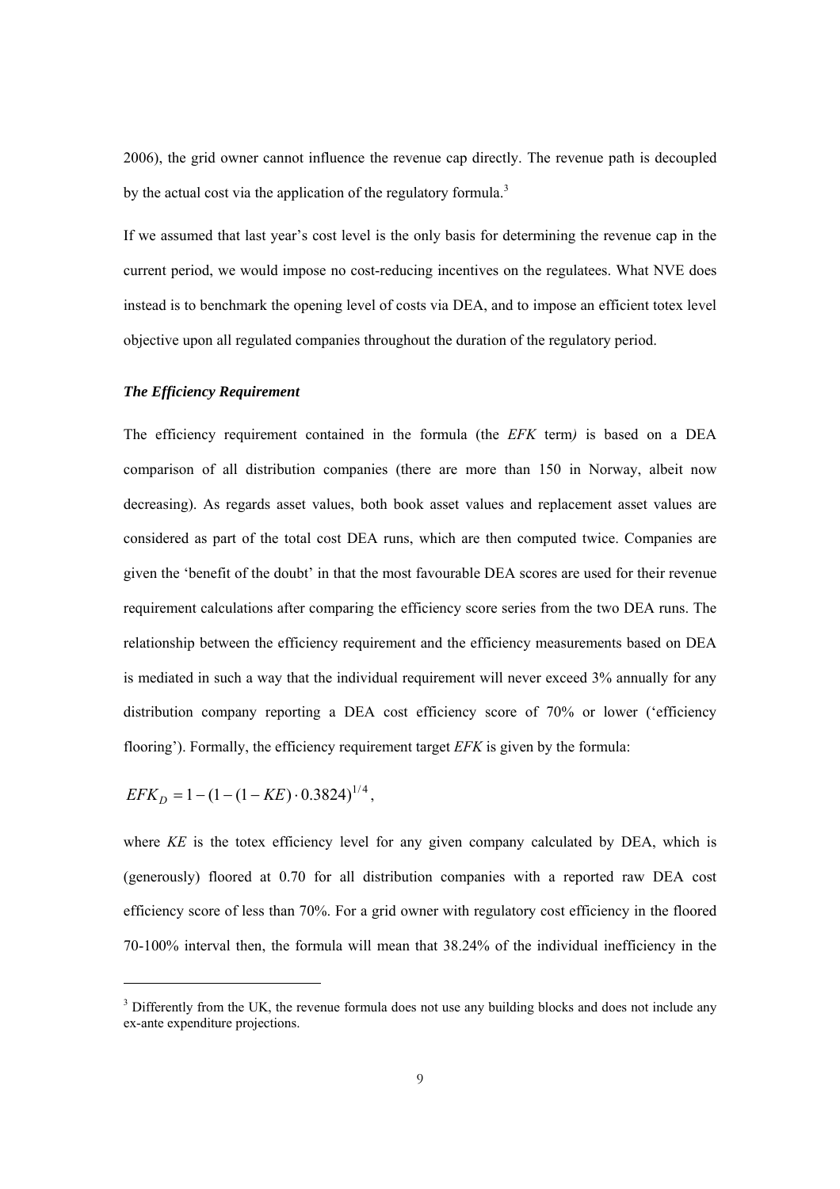2006), the grid owner cannot influence the revenue cap directly. The revenue path is decoupled by the actual cost via the application of the regulatory formula.[3]

If we assumed that last year's cost level is the only basis for determining the revenue cap in the current period, we would impose no cost-reducing incentives on the regulatees. What NVE does instead is to benchmark the opening level of costs via DEA, and to impose an efficient totex level objective upon all regulated companies throughout the duration of the regulatory period.

### *The Efficiency Requirement*

The efficiency requirement contained in the formula (the *EFK* term) is based on a DEA comparison of all distribution companies (there are more than 150 in Norway, albeit now decreasing). As regards asset values, both book asset values and replacement asset values are considered as part of the total cost DEA runs, which are then computed twice. Companies are given the 'benefit of the doubt' in that the most favourable DEA scores are used for their revenue requirement calculations after comparing the efficiency score series from the two DEA runs. The relationship between the efficiency requirement and the efficiency measurements based on DEA is mediated in such a way that the individual requirement will never exceed 3% annually for any distribution company reporting a DEA cost efficiency score of 70% or lower ('efficiency flooring'). Formally, the efficiency requirement target *EFK* is given by the formula:

$$EFK_D = 1 - (1 - (1 - KE) \cdot 0.3824)^{1/4},$$

where *KE* is the totex efficiency level for any given company calculated by DEA, which is (generously) floored at 0.70 for all distribution companies with a reported raw DEA cost efficiency score of less than 70%. For a grid owner with regulatory cost efficiency in the floored 70-100% interval then, the formula will mean that 38.24% of the individual inefficiency in the

[3] Differently from the UK, the revenue formula does not use any building blocks and does not include any ex-ante expenditure projections.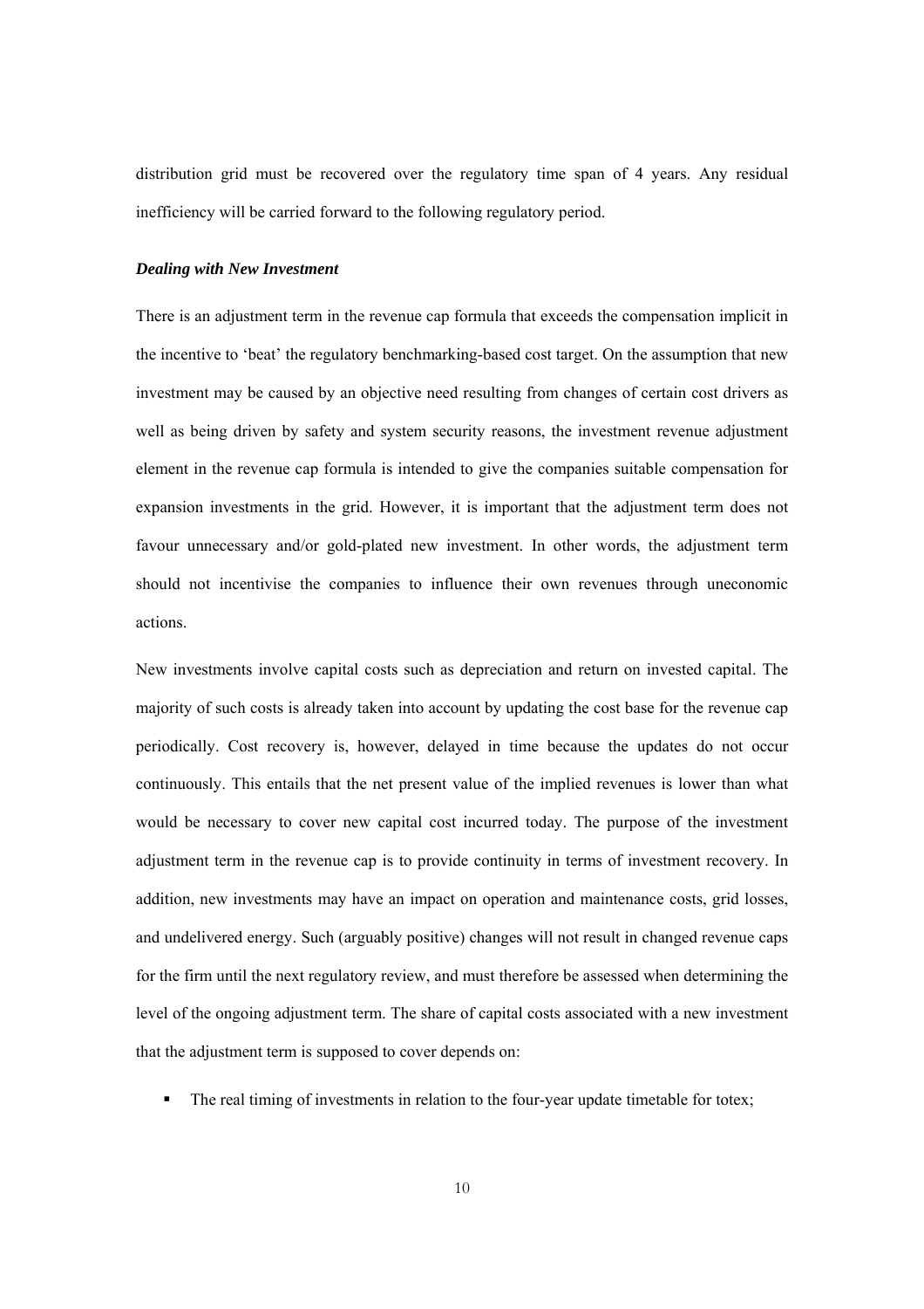distribution grid must be recovered over the regulatory time span of 4 years. Any residual inefficiency will be carried forward to the following regulatory period.

### *Dealing with New Investment*

There is an adjustment term in the revenue cap formula that exceeds the compensation implicit in the incentive to 'beat' the regulatory benchmarking-based cost target. On the assumption that new investment may be caused by an objective need resulting from changes of certain cost drivers as well as being driven by safety and system security reasons, the investment revenue adjustment element in the revenue cap formula is intended to give the companies suitable compensation for expansion investments in the grid. However, it is important that the adjustment term does not favour unnecessary and/or gold-plated new investment. In other words, the adjustment term should not incentivise the companies to influence their own revenues through uneconomic actions.

New investments involve capital costs such as depreciation and return on invested capital. The majority of such costs is already taken into account by updating the cost base for the revenue cap periodically. Cost recovery is, however, delayed in time because the updates do not occur continuously. This entails that the net present value of the implied revenues is lower than what would be necessary to cover new capital cost incurred today. The purpose of the investment adjustment term in the revenue cap is to provide continuity in terms of investment recovery. In addition, new investments may have an impact on operation and maintenance costs, grid losses, and undelivered energy. Such (arguably positive) changes will not result in changed revenue caps for the firm until the next regulatory review, and must therefore be assessed when determining the level of the ongoing adjustment term. The share of capital costs associated with a new investment that the adjustment term is supposed to cover depends on:

- The real timing of investments in relation to the four-year update timetable for totex;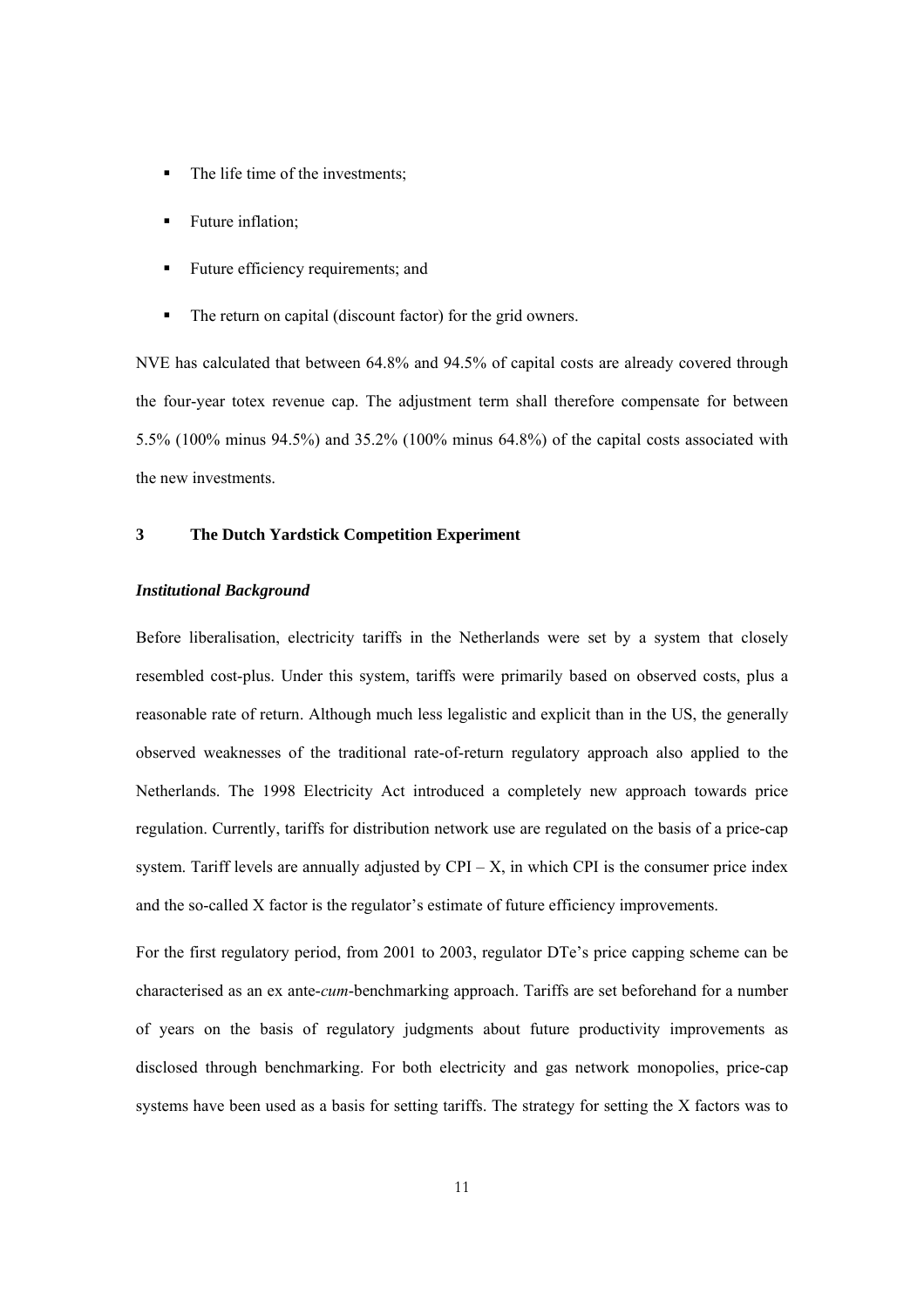- The life time of the investments;
- Future inflation;
- Future efficiency requirements; and
- The return on capital (discount factor) for the grid owners.

NVE has calculated that between 64.8% and 94.5% of capital costs are already covered through the four-year totex revenue cap. The adjustment term shall therefore compensate for between 5.5% (100% minus 94.5%) and 35.2% (100% minus 64.8%) of the capital costs associated with the new investments.

## 3 The Dutch Yardstick Competition Experiment

### *Institutional Background*

Before liberalisation, electricity tariffs in the Netherlands were set by a system that closely resembled cost-plus. Under this system, tariffs were primarily based on observed costs, plus a reasonable rate of return. Although much less legalistic and explicit than in the US, the generally observed weaknesses of the traditional rate-of-return regulatory approach also applied to the Netherlands. The 1998 Electricity Act introduced a completely new approach towards price regulation. Currently, tariffs for distribution network use are regulated on the basis of a price-cap system. Tariff levels are annually adjusted by CPI – X, in which CPI is the consumer price index and the so-called X factor is the regulator's estimate of future efficiency improvements.

For the first regulatory period, from 2001 to 2003, regulator DTe's price capping scheme can be characterised as an ex ante-*cum*-benchmarking approach. Tariffs are set beforehand for a number of years on the basis of regulatory judgments about future productivity improvements as disclosed through benchmarking. For both electricity and gas network monopolies, price-cap systems have been used as a basis for setting tariffs. The strategy for setting the X factors was to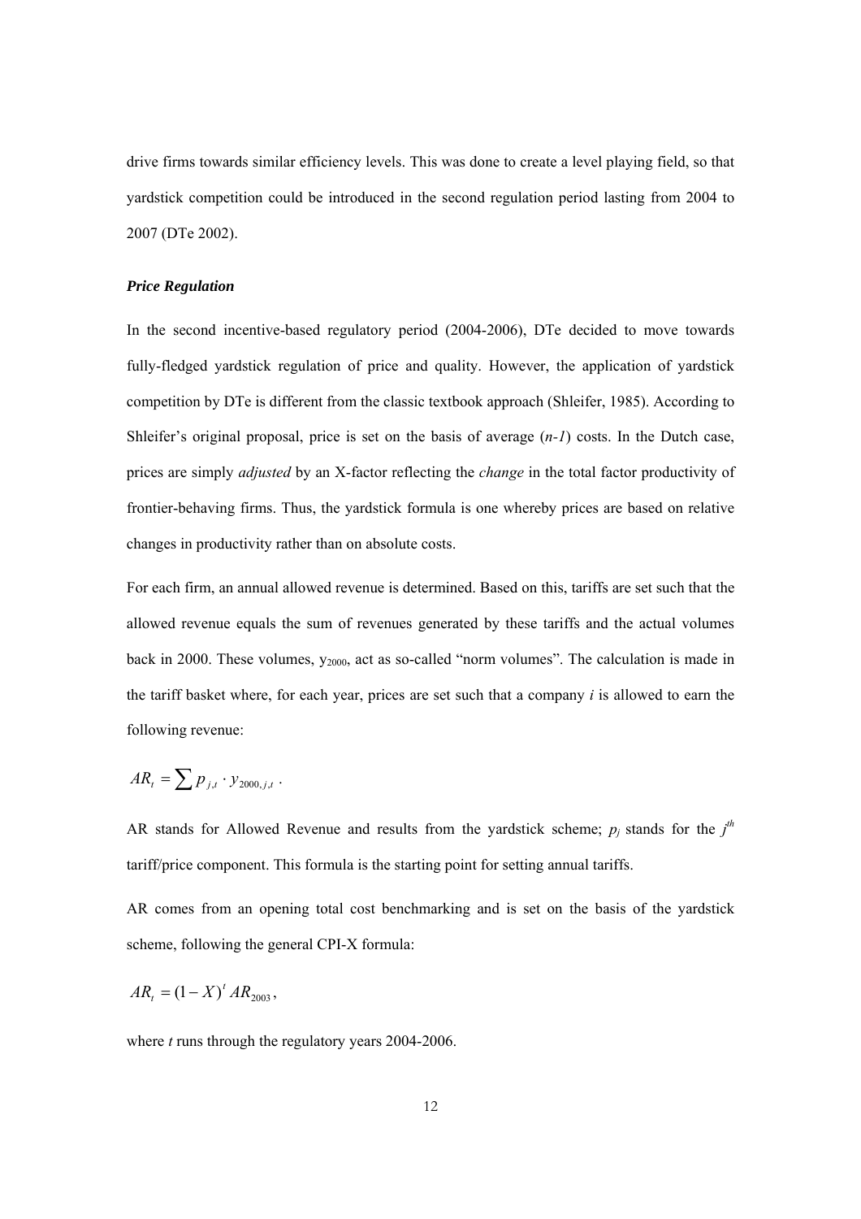drive firms towards similar efficiency levels. This was done to create a level playing field, so that yardstick competition could be introduced in the second regulation period lasting from 2004 to 2007 (DTe 2002).

### *Price Regulation*

In the second incentive-based regulatory period (2004-2006), DTe decided to move towards fully-fledged yardstick regulation of price and quality. However, the application of yardstick competition by DTe is different from the classic textbook approach (Shleifer, 1985). According to Shleifer's original proposal, price is set on the basis of average (*n-1*) costs. In the Dutch case, prices are simply *adjusted* by an X-factor reflecting the *change* in the total factor productivity of frontier-behaving firms. Thus, the yardstick formula is one whereby prices are based on relative changes in productivity rather than on absolute costs.

For each firm, an annual allowed revenue is determined. Based on this, tariffs are set such that the allowed revenue equals the sum of revenues generated by these tariffs and the actual volumes back in 2000. These volumes, $y_{2000}$, act as so-called "norm volumes". The calculation is made in the tariff basket where, for each year, prices are set such that a company *i* is allowed to earn the following revenue:

$$AR_t = \sum p_{j,t} \cdot y_{2000,j,t} \ .$$

AR stands for Allowed Revenue and results from the yardstick scheme; $p_j$ stands for the $j^{th}$ tariff/price component. This formula is the starting point for setting annual tariffs.

AR comes from an opening total cost benchmarking and is set on the basis of the yardstick scheme, following the general CPI-X formula:

$$AR_t = (1-X)^t AR_{2003} ,$$

where *t* runs through the regulatory years 2004-2006.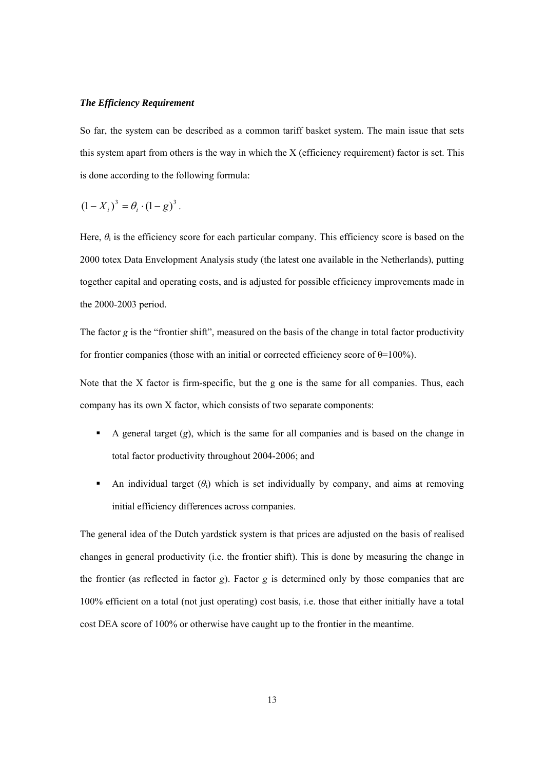***The Efficiency Requirement***

So far, the system can be described as a common tariff basket system. The main issue that sets this system apart from others is the way in which the X (efficiency requirement) factor is set. This is done according to the following formula:

$$(1 - X_i)^3 = \theta_i \cdot (1 - g)^3 .$$

Here, $\theta_i$ is the efficiency score for each particular company. This efficiency score is based on the 2000 totex Data Envelopment Analysis study (the latest one available in the Netherlands), putting together capital and operating costs, and is adjusted for possible efficiency improvements made in the 2000-2003 period.

The factor $g$ is the "frontier shift", measured on the basis of the change in total factor productivity for frontier companies (those with an initial or corrected efficiency score of $\theta$=100%).

Note that the X factor is firm-specific, but the g one is the same for all companies. Thus, each company has its own X factor, which consists of two separate components:

- A general target ($g$), which is the same for all companies and is based on the change in total factor productivity throughout 2004-2006; and
- An individual target ($\theta_i$) which is set individually by company, and aims at removing initial efficiency differences across companies.

The general idea of the Dutch yardstick system is that prices are adjusted on the basis of realised changes in general productivity (i.e. the frontier shift). This is done by measuring the change in the frontier (as reflected in factor $g$). Factor $g$ is determined only by those companies that are 100% efficient on a total (not just operating) cost basis, i.e. those that either initially have a total cost DEA score of 100% or otherwise have caught up to the frontier in the meantime.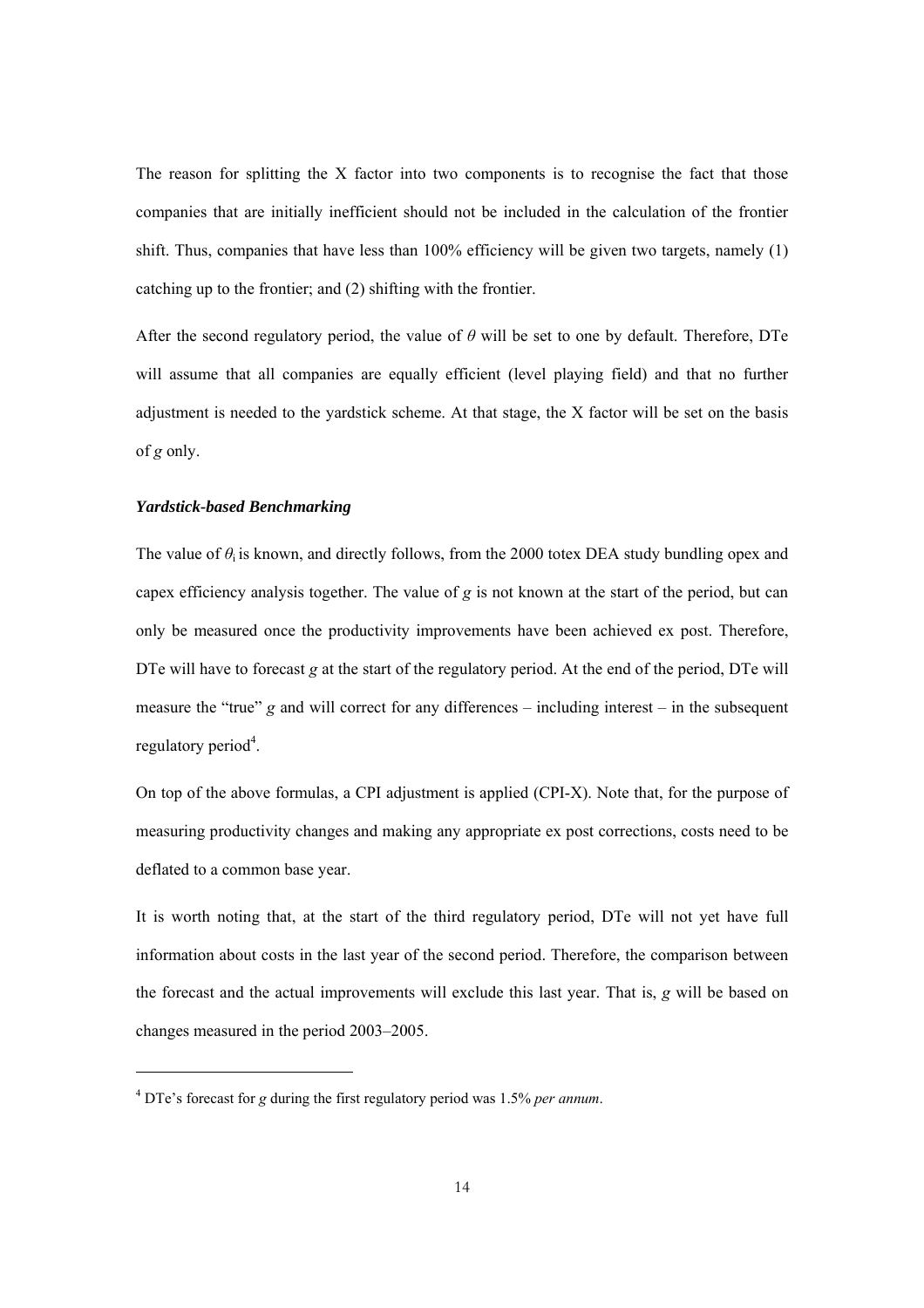The reason for splitting the X factor into two components is to recognise the fact that those companies that are initially inefficient should not be included in the calculation of the frontier shift. Thus, companies that have less than 100% efficiency will be given two targets, namely (1) catching up to the frontier; and (2) shifting with the frontier.

After the second regulatory period, the value of $\theta$ will be set to one by default. Therefore, DTe will assume that all companies are equally efficient (level playing field) and that no further adjustment is needed to the yardstick scheme. At that stage, the X factor will be set on the basis of $g$ only.

### *Yardstick-based Benchmarking*

The value of $\theta_i$ is known, and directly follows, from the 2000 totex DEA study bundling opex and capex efficiency analysis together. The value of $g$ is not known at the start of the period, but can only be measured once the productivity improvements have been achieved ex post. Therefore, DTe will have to forecast $g$ at the start of the regulatory period. At the end of the period, DTe will measure the "true" $g$ and will correct for any differences – including interest – in the subsequent regulatory period[4].

On top of the above formulas, a CPI adjustment is applied (CPI-X). Note that, for the purpose of measuring productivity changes and making any appropriate ex post corrections, costs need to be deflated to a common base year.

It is worth noting that, at the start of the third regulatory period, DTe will not yet have full information about costs in the last year of the second period. Therefore, the comparison between the forecast and the actual improvements will exclude this last year. That is, $g$ will be based on changes measured in the period 2003–2005.

---

[4] DTe's forecast for $g$ during the first regulatory period was 1.5% *per annum*.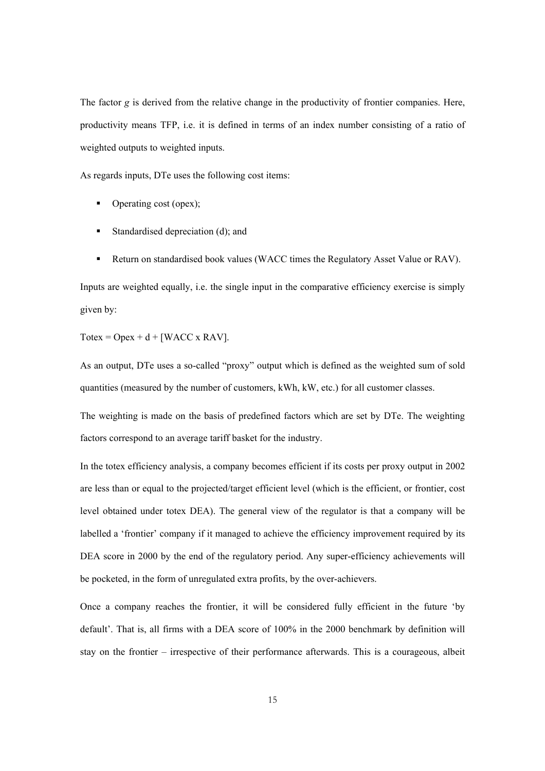The factor $g$ is derived from the relative change in the productivity of frontier companies. Here, productivity means TFP, i.e. it is defined in terms of an index number consisting of a ratio of weighted outputs to weighted inputs.

As regards inputs, DTe uses the following cost items:

- Operating cost (opex);
- Standardised depreciation (d); and
- Return on standardised book values (WACC times the Regulatory Asset Value or RAV).

Inputs are weighted equally, i.e. the single input in the comparative efficiency exercise is simply given by:

$$\text{Totex} = \text{Opex} + d + [\text{WACC} \times \text{RAV}].$$

As an output, DTe uses a so-called "proxy" output which is defined as the weighted sum of sold quantities (measured by the number of customers, kWh, kW, etc.) for all customer classes.

The weighting is made on the basis of predefined factors which are set by DTe. The weighting factors correspond to an average tariff basket for the industry.

In the totex efficiency analysis, a company becomes efficient if its costs per proxy output in 2002 are less than or equal to the projected/target efficient level (which is the efficient, or frontier, cost level obtained under totex DEA). The general view of the regulator is that a company will be labelled a 'frontier' company if it managed to achieve the efficiency improvement required by its DEA score in 2000 by the end of the regulatory period. Any super-efficiency achievements will be pocketed, in the form of unregulated extra profits, by the over-achievers.

Once a company reaches the frontier, it will be considered fully efficient in the future 'by default'. That is, all firms with a DEA score of 100% in the 2000 benchmark by definition will stay on the frontier – irrespective of their performance afterwards. This is a courageous, albeit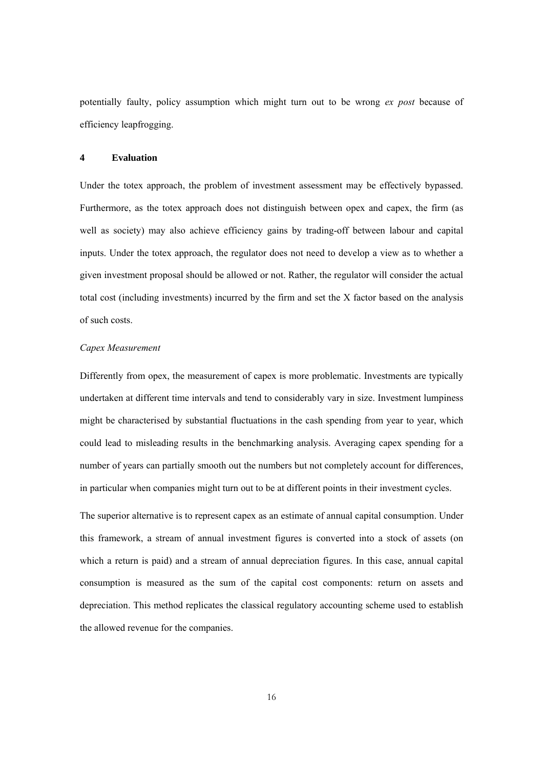potentially faulty, policy assumption which might turn out to be wrong *ex post* because of efficiency leapfrogging.

## 4 Evaluation

Under the totex approach, the problem of investment assessment may be effectively bypassed. Furthermore, as the totex approach does not distinguish between opex and capex, the firm (as well as society) may also achieve efficiency gains by trading-off between labour and capital inputs. Under the totex approach, the regulator does not need to develop a view as to whether a given investment proposal should be allowed or not. Rather, the regulator will consider the actual total cost (including investments) incurred by the firm and set the X factor based on the analysis of such costs.

### *Capex Measurement*

Differently from opex, the measurement of capex is more problematic. Investments are typically undertaken at different time intervals and tend to considerably vary in size. Investment lumpiness might be characterised by substantial fluctuations in the cash spending from year to year, which could lead to misleading results in the benchmarking analysis. Averaging capex spending for a number of years can partially smooth out the numbers but not completely account for differences, in particular when companies might turn out to be at different points in their investment cycles.

The superior alternative is to represent capex as an estimate of annual capital consumption. Under this framework, a stream of annual investment figures is converted into a stock of assets (on which a return is paid) and a stream of annual depreciation figures. In this case, annual capital consumption is measured as the sum of the capital cost components: return on assets and depreciation. This method replicates the classical regulatory accounting scheme used to establish the allowed revenue for the companies.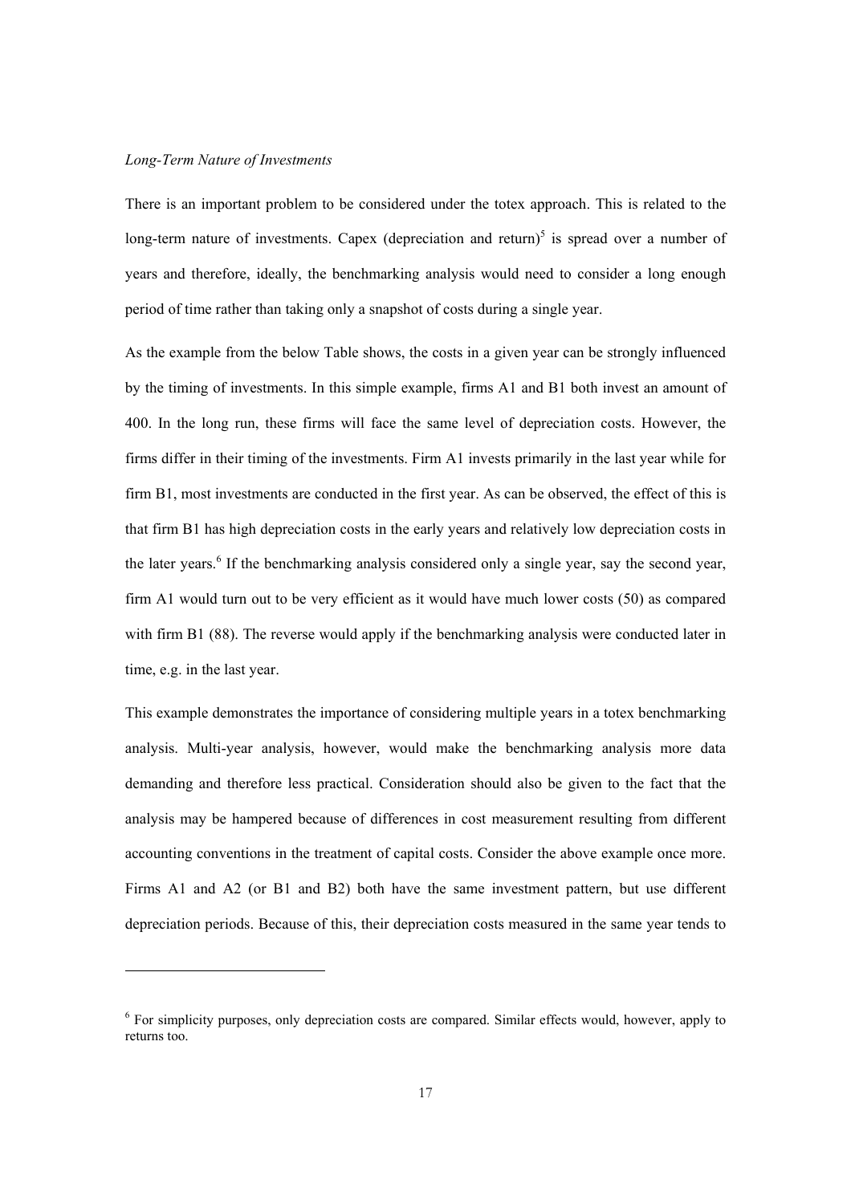*Long-Term Nature of Investments*

There is an important problem to be considered under the totex approach. This is related to the long-term nature of investments. Capex (depreciation and return)[5] is spread over a number of years and therefore, ideally, the benchmarking analysis would need to consider a long enough period of time rather than taking only a snapshot of costs during a single year.

As the example from the below Table shows, the costs in a given year can be strongly influenced by the timing of investments. In this simple example, firms A1 and B1 both invest an amount of 400. In the long run, these firms will face the same level of depreciation costs. However, the firms differ in their timing of the investments. Firm A1 invests primarily in the last year while for firm B1, most investments are conducted in the first year. As can be observed, the effect of this is that firm B1 has high depreciation costs in the early years and relatively low depreciation costs in the later years.[6] If the benchmarking analysis considered only a single year, say the second year, firm A1 would turn out to be very efficient as it would have much lower costs (50) as compared with firm B1 (88). The reverse would apply if the benchmarking analysis were conducted later in time, e.g. in the last year.

This example demonstrates the importance of considering multiple years in a totex benchmarking analysis. Multi-year analysis, however, would make the benchmarking analysis more data demanding and therefore less practical. Consideration should also be given to the fact that the analysis may be hampered because of differences in cost measurement resulting from different accounting conventions in the treatment of capital costs. Consider the above example once more. Firms A1 and A2 (or B1 and B2) both have the same investment pattern, but use different depreciation periods. Because of this, their depreciation costs measured in the same year tends to

[6] For simplicity purposes, only depreciation costs are compared. Similar effects would, however, apply to returns too.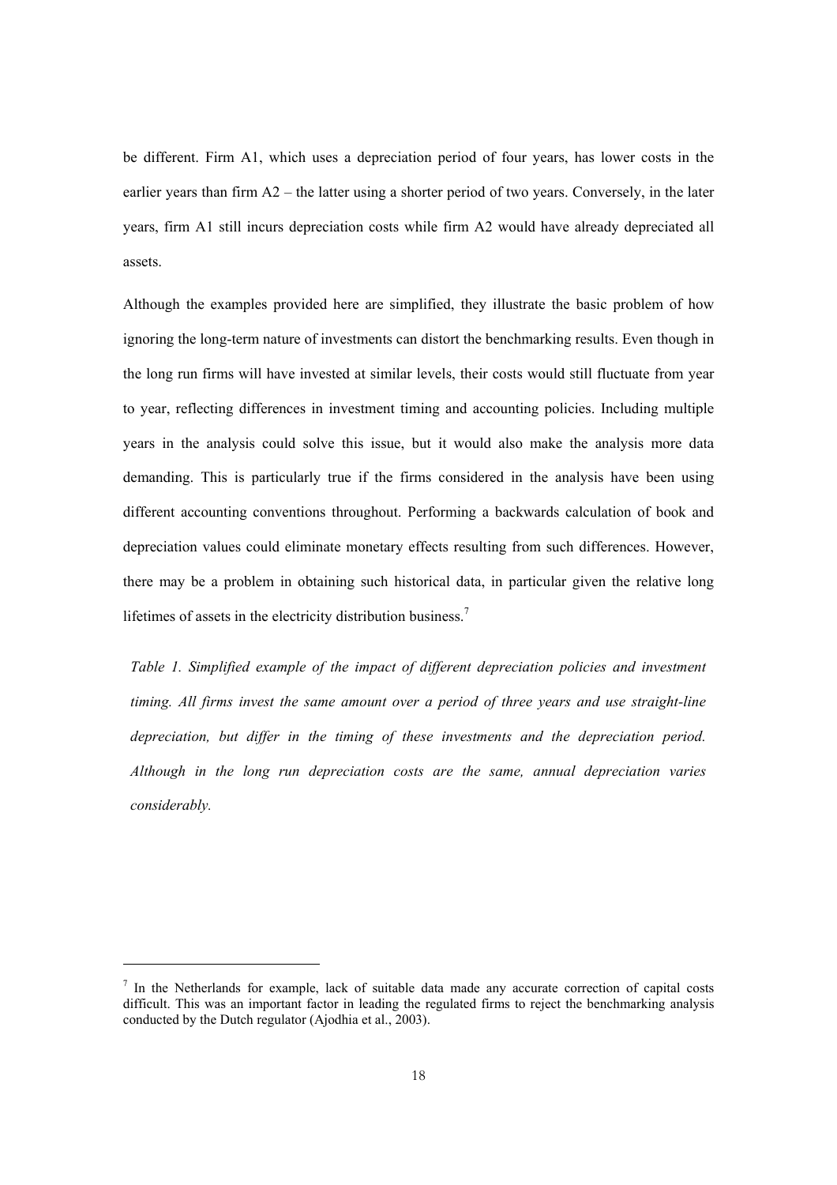be different. Firm A1, which uses a depreciation period of four years, has lower costs in the earlier years than firm A2 – the latter using a shorter period of two years. Conversely, in the later years, firm A1 still incurs depreciation costs while firm A2 would have already depreciated all assets.

Although the examples provided here are simplified, they illustrate the basic problem of how ignoring the long-term nature of investments can distort the benchmarking results. Even though in the long run firms will have invested at similar levels, their costs would still fluctuate from year to year, reflecting differences in investment timing and accounting policies. Including multiple years in the analysis could solve this issue, but it would also make the analysis more data demanding. This is particularly true if the firms considered in the analysis have been using different accounting conventions throughout. Performing a backwards calculation of book and depreciation values could eliminate monetary effects resulting from such differences. However, there may be a problem in obtaining such historical data, in particular given the relative long lifetimes of assets in the electricity distribution business.[7]

*Table 1. Simplified example of the impact of different depreciation policies and investment timing. All firms invest the same amount over a period of three years and use straight-line depreciation, but differ in the timing of these investments and the depreciation period. Although in the long run depreciation costs are the same, annual depreciation varies considerably.*

[7] In the Netherlands for example, lack of suitable data made any accurate correction of capital costs difficult. This was an important factor in leading the regulated firms to reject the benchmarking analysis conducted by the Dutch regulator (Ajodhia et al., 2003).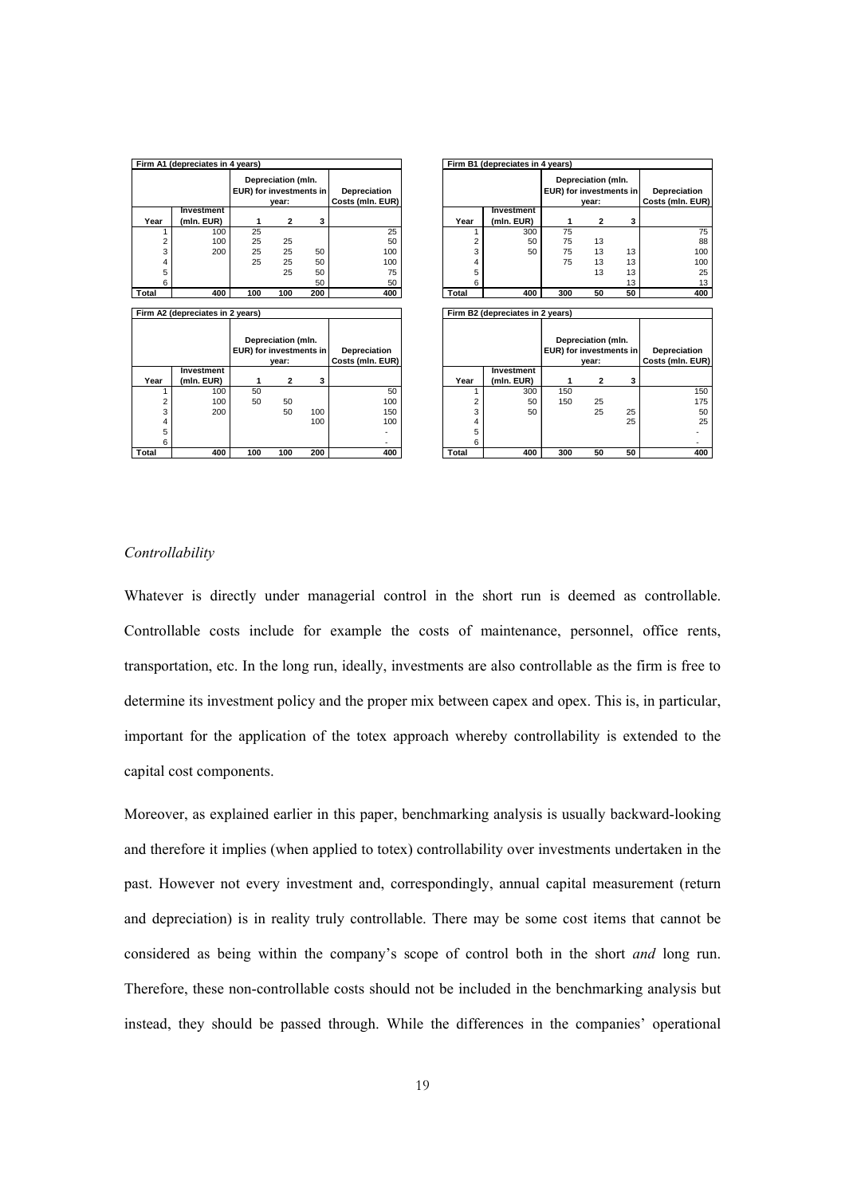**Firm A1 (depreciates in 4 years)**

| Year | Investment (mln. EUR) | Depreciation (mln. EUR) for investments in year: 1 | 2 | 3 | Depreciation Costs (mln. EUR) |
|---|---|---|---|---|---|
| 1 | 100 | 25 | | | 25 |
| 2 | 100 | 25 | 25 | | 50 |
| 3 | 200 | 25 | 25 | 50 | 100 |
| 4 | | 25 | 25 | 50 | 100 |
| 5 | | | 25 | 50 | 75 |
| 6 | | | | 50 | 50 |
| **Total** | **400** | **100** | **100** | **200** | **400** |

**Firm B1 (depreciates in 4 years)**

| Year | Investment (mln. EUR) | Depreciation (mln. EUR) for investments in year: 1 | 2 | 3 | Depreciation Costs (mln. EUR) |
|---|---|---|---|---|---|
| 1 | 300 | 75 | | | 75 |
| 2 | 50 | 75 | 13 | | 88 |
| 3 | 50 | 75 | 13 | 13 | 100 |
| 4 | | 75 | 13 | 13 | 100 |
| 5 | | | 13 | 13 | 25 |
| 6 | | | | 13 | 13 |
| **Total** | **400** | **300** | **50** | **50** | **400** |

**Firm A2 (depreciates in 2 years)**

| Year | Investment (mln. EUR) | Depreciation (mln. EUR) for investments in year: 1 | 2 | 3 | Depreciation Costs (mln. EUR) |
|---|---|---|---|---|---|
| 1 | 100 | 50 | | | 50 |
| 2 | 100 | 50 | 50 | | 100 |
| 3 | 200 | | 50 | 100 | 150 |
| 4 | | | | 100 | 100 |
| 5 | | | | | - |
| 6 | | | | | - |
| **Total** | **400** | **100** | **100** | **200** | **400** |

**Firm B2 (depreciates in 2 years)**

| Year | Investment (mln. EUR) | Depreciation (mln. EUR) for investments in year: 1 | 2 | 3 | Depreciation Costs (mln. EUR) |
|---|---|---|---|---|---|
| 1 | 300 | 150 | | | 150 |
| 2 | 50 | 150 | 25 | | 175 |
| 3 | 50 | | 25 | 25 | 50 |
| 4 | | | | 25 | 25 |
| 5 | | | | | - |
| 6 | | | | | - |
| **Total** | **400** | **300** | **50** | **50** | **400** |

*Controllability*

Whatever is directly under managerial control in the short run is deemed as controllable. Controllable costs include for example the costs of maintenance, personnel, office rents, transportation, etc. In the long run, ideally, investments are also controllable as the firm is free to determine its investment policy and the proper mix between capex and opex. This is, in particular, important for the application of the totex approach whereby controllability is extended to the capital cost components.

Moreover, as explained earlier in this paper, benchmarking analysis is usually backward-looking and therefore it implies (when applied to totex) controllability over investments undertaken in the past. However not every investment and, correspondingly, annual capital measurement (return and depreciation) is in reality truly controllable. There may be some cost items that cannot be considered as being within the company's scope of control both in the short *and* long run. Therefore, these non-controllable costs should not be included in the benchmarking analysis but instead, they should be passed through. While the differences in the companies' operational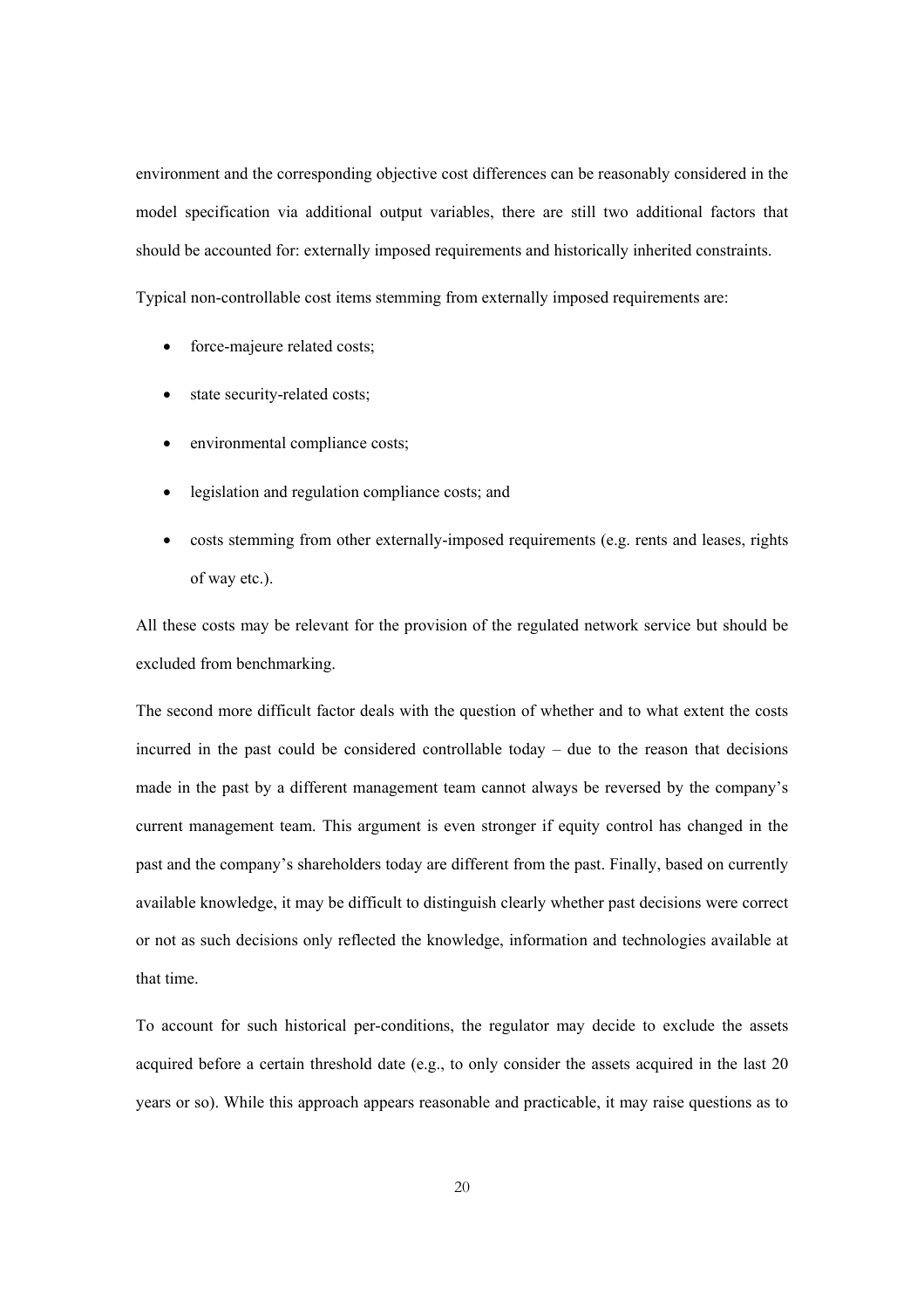environment and the corresponding objective cost differences can be reasonably considered in the model specification via additional output variables, there are still two additional factors that should be accounted for: externally imposed requirements and historically inherited constraints.

Typical non-controllable cost items stemming from externally imposed requirements are:

- force-majeure related costs;
- state security-related costs;
- environmental compliance costs;
- legislation and regulation compliance costs; and
- costs stemming from other externally-imposed requirements (e.g. rents and leases, rights of way etc.).

All these costs may be relevant for the provision of the regulated network service but should be excluded from benchmarking.

The second more difficult factor deals with the question of whether and to what extent the costs incurred in the past could be considered controllable today – due to the reason that decisions made in the past by a different management team cannot always be reversed by the company's current management team. This argument is even stronger if equity control has changed in the past and the company's shareholders today are different from the past. Finally, based on currently available knowledge, it may be difficult to distinguish clearly whether past decisions were correct or not as such decisions only reflected the knowledge, information and technologies available at that time.

To account for such historical per-conditions, the regulator may decide to exclude the assets acquired before a certain threshold date (e.g., to only consider the assets acquired in the last 20 years or so). While this approach appears reasonable and practicable, it may raise questions as to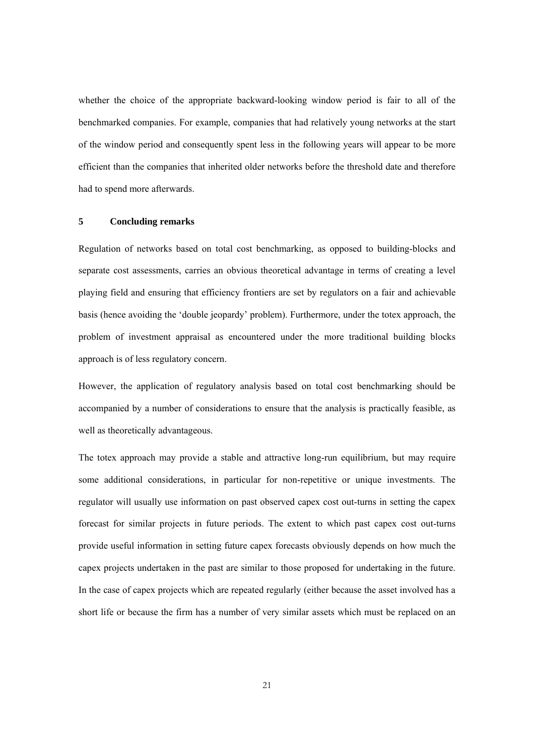whether the choice of the appropriate backward-looking window period is fair to all of the benchmarked companies. For example, companies that had relatively young networks at the start of the window period and consequently spent less in the following years will appear to be more efficient than the companies that inherited older networks before the threshold date and therefore had to spend more afterwards.

## 5 Concluding remarks

Regulation of networks based on total cost benchmarking, as opposed to building-blocks and separate cost assessments, carries an obvious theoretical advantage in terms of creating a level playing field and ensuring that efficiency frontiers are set by regulators on a fair and achievable basis (hence avoiding the 'double jeopardy' problem). Furthermore, under the totex approach, the problem of investment appraisal as encountered under the more traditional building blocks approach is of less regulatory concern.

However, the application of regulatory analysis based on total cost benchmarking should be accompanied by a number of considerations to ensure that the analysis is practically feasible, as well as theoretically advantageous.

The totex approach may provide a stable and attractive long-run equilibrium, but may require some additional considerations, in particular for non-repetitive or unique investments. The regulator will usually use information on past observed capex cost out-turns in setting the capex forecast for similar projects in future periods. The extent to which past capex cost out-turns provide useful information in setting future capex forecasts obviously depends on how much the capex projects undertaken in the past are similar to those proposed for undertaking in the future. In the case of capex projects which are repeated regularly (either because the asset involved has a short life or because the firm has a number of very similar assets which must be replaced on an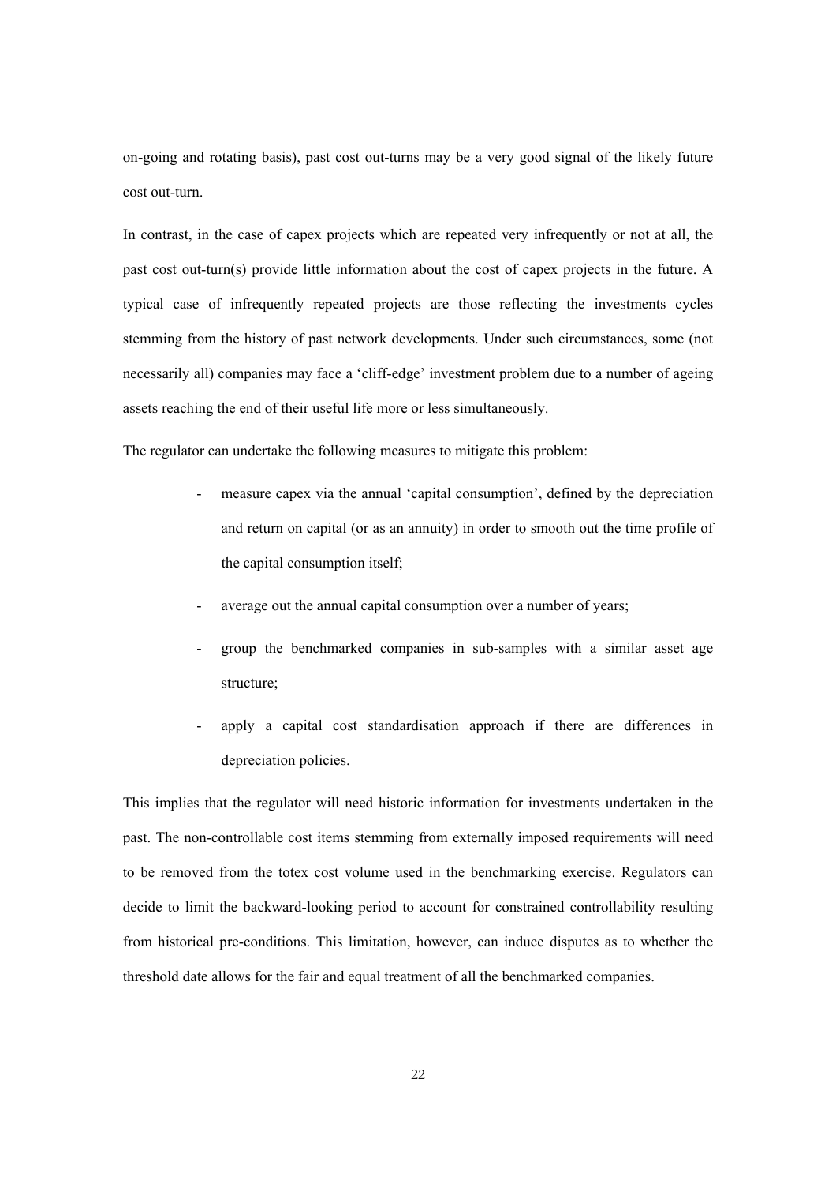on-going and rotating basis), past cost out-turns may be a very good signal of the likely future cost out-turn.

In contrast, in the case of capex projects which are repeated very infrequently or not at all, the past cost out-turn(s) provide little information about the cost of capex projects in the future. A typical case of infrequently repeated projects are those reflecting the investments cycles stemming from the history of past network developments. Under such circumstances, some (not necessarily all) companies may face a 'cliff-edge' investment problem due to a number of ageing assets reaching the end of their useful life more or less simultaneously.

The regulator can undertake the following measures to mitigate this problem:

- measure capex via the annual 'capital consumption', defined by the depreciation and return on capital (or as an annuity) in order to smooth out the time profile of the capital consumption itself;
- average out the annual capital consumption over a number of years;
- group the benchmarked companies in sub-samples with a similar asset age structure;
- apply a capital cost standardisation approach if there are differences in depreciation policies.

This implies that the regulator will need historic information for investments undertaken in the past. The non-controllable cost items stemming from externally imposed requirements will need to be removed from the totex cost volume used in the benchmarking exercise. Regulators can decide to limit the backward-looking period to account for constrained controllability resulting from historical pre-conditions. This limitation, however, can induce disputes as to whether the threshold date allows for the fair and equal treatment of all the benchmarked companies.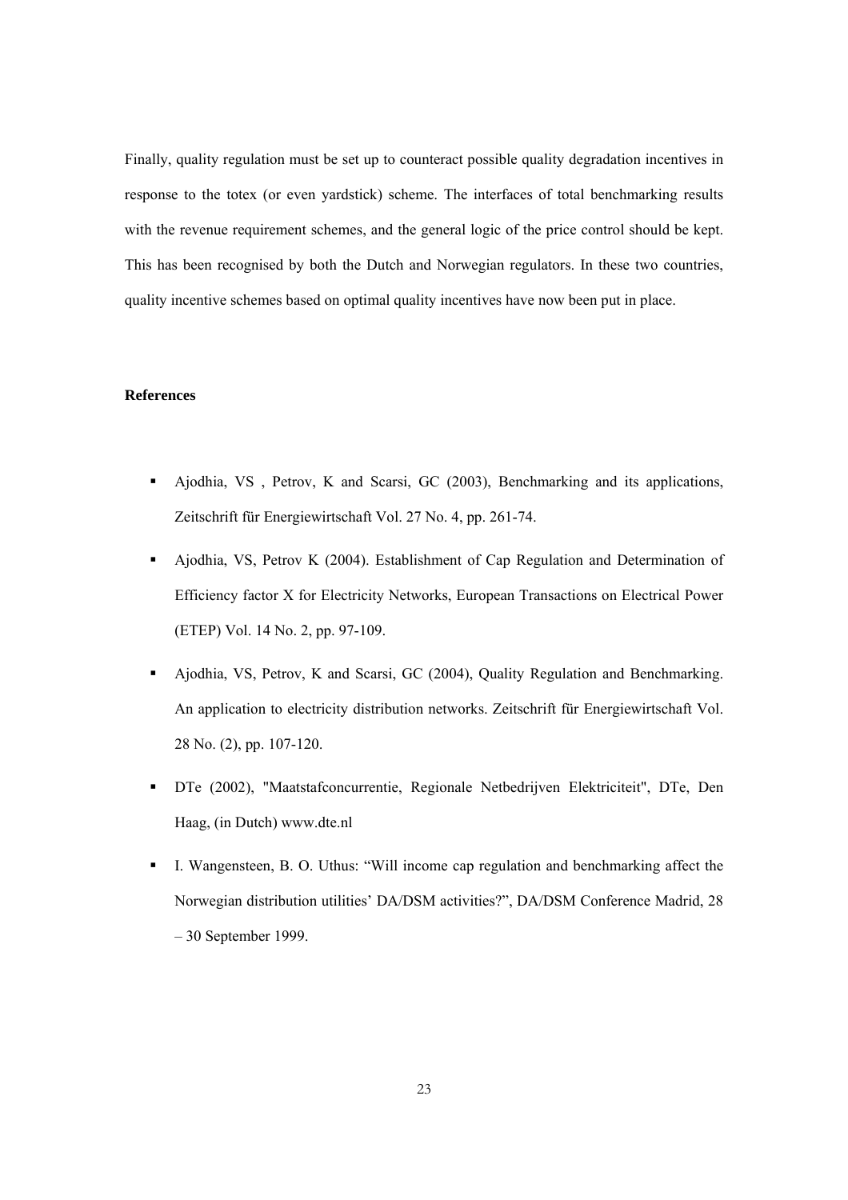Finally, quality regulation must be set up to counteract possible quality degradation incentives in response to the totex (or even yardstick) scheme. The interfaces of total benchmarking results with the revenue requirement schemes, and the general logic of the price control should be kept. This has been recognised by both the Dutch and Norwegian regulators. In these two countries, quality incentive schemes based on optimal quality incentives have now been put in place.

## References

- Ajodhia, VS , Petrov, K and Scarsi, GC (2003), Benchmarking and its applications, Zeitschrift für Energiewirtschaft Vol. 27 No. 4, pp. 261-74.
- Ajodhia, VS, Petrov K (2004). Establishment of Cap Regulation and Determination of Efficiency factor X for Electricity Networks, European Transactions on Electrical Power (ETEP) Vol. 14 No. 2, pp. 97-109.
- Ajodhia, VS, Petrov, K and Scarsi, GC (2004), Quality Regulation and Benchmarking. An application to electricity distribution networks. Zeitschrift für Energiewirtschaft Vol. 28 No. (2), pp. 107-120.
- DTe (2002), "Maatstafconcurrentie, Regionale Netbedrijven Elektriciteit", DTe, Den Haag, (in Dutch) www.dte.nl
- I. Wangensteen, B. O. Uthus: "Will income cap regulation and benchmarking affect the Norwegian distribution utilities' DA/DSM activities?", DA/DSM Conference Madrid, 28 – 30 September 1999.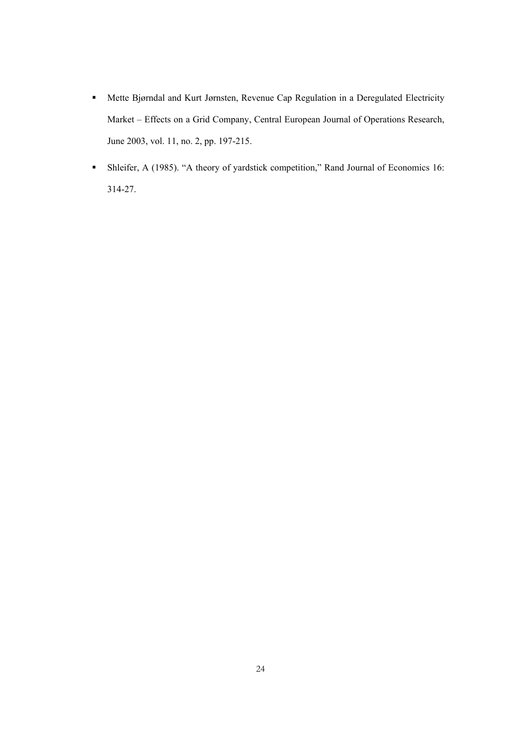- Mette Bjørndal and Kurt Jørnsten, Revenue Cap Regulation in a Deregulated Electricity Market – Effects on a Grid Company, Central European Journal of Operations Research, June 2003, vol. 11, no. 2, pp. 197-215.
- Shleifer, A (1985). "A theory of yardstick competition," Rand Journal of Economics 16: 314-27.